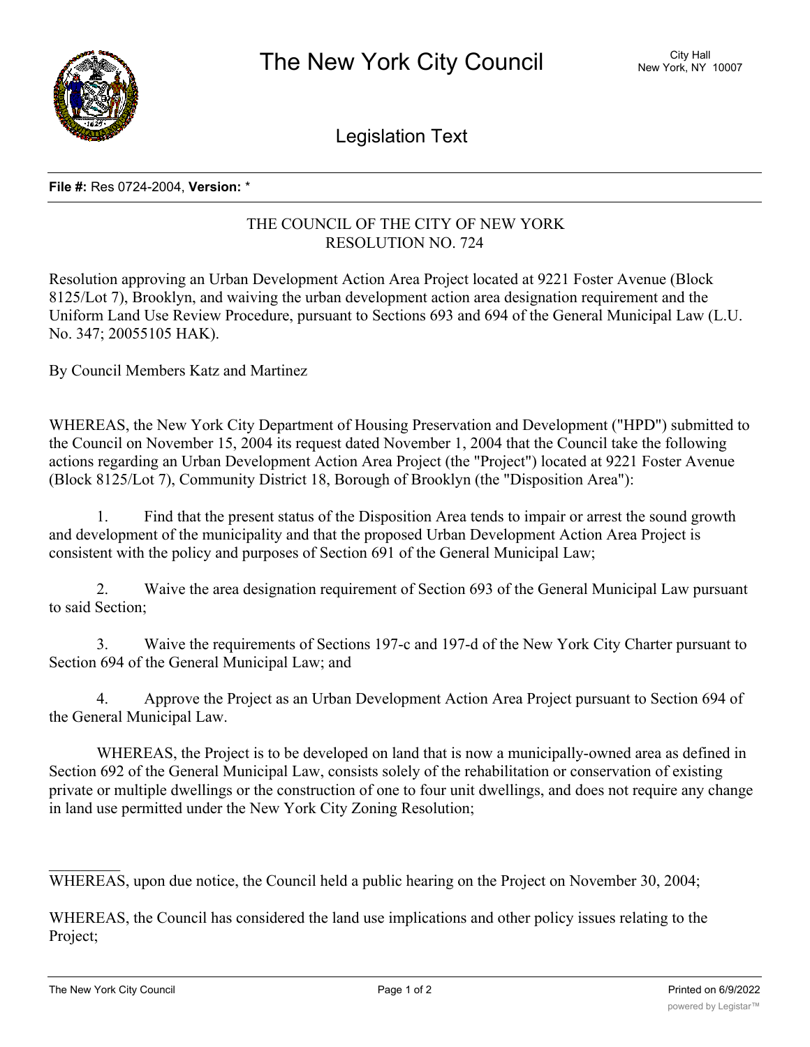# The New York City Council

City Hall
New York, NY 10007

## Legislation Text

**File #:** Res 0724-2004, **Version:** *

THE COUNCIL OF THE CITY OF NEW YORK
RESOLUTION NO. 724

Resolution approving an Urban Development Action Area Project located at 9221 Foster Avenue (Block 8125/Lot 7), Brooklyn, and waiving the urban development action area designation requirement and the Uniform Land Use Review Procedure, pursuant to Sections 693 and 694 of the General Municipal Law (L.U. No. 347; 20055105 HAK).

By Council Members Katz and Martinez

WHEREAS, the New York City Department of Housing Preservation and Development ("HPD") submitted to the Council on November 15, 2004 its request dated November 1, 2004 that the Council take the following actions regarding an Urban Development Action Area Project (the "Project") located at 9221 Foster Avenue (Block 8125/Lot 7), Community District 18, Borough of Brooklyn (the "Disposition Area"):

1. Find that the present status of the Disposition Area tends to impair or arrest the sound growth and development of the municipality and that the proposed Urban Development Action Area Project is consistent with the policy and purposes of Section 691 of the General Municipal Law;

2. Waive the area designation requirement of Section 693 of the General Municipal Law pursuant to said Section;

3. Waive the requirements of Sections 197-c and 197-d of the New York City Charter pursuant to Section 694 of the General Municipal Law; and

4. Approve the Project as an Urban Development Action Area Project pursuant to Section 694 of the General Municipal Law.

WHEREAS, the Project is to be developed on land that is now a municipally-owned area as defined in Section 692 of the General Municipal Law, consists solely of the rehabilitation or conservation of existing private or multiple dwellings or the construction of one to four unit dwellings, and does not require any change in land use permitted under the New York City Zoning Resolution;

WHEREAS, upon due notice, the Council held a public hearing on the Project on November 30, 2004;

WHEREAS, the Council has considered the land use implications and other policy issues relating to the Project;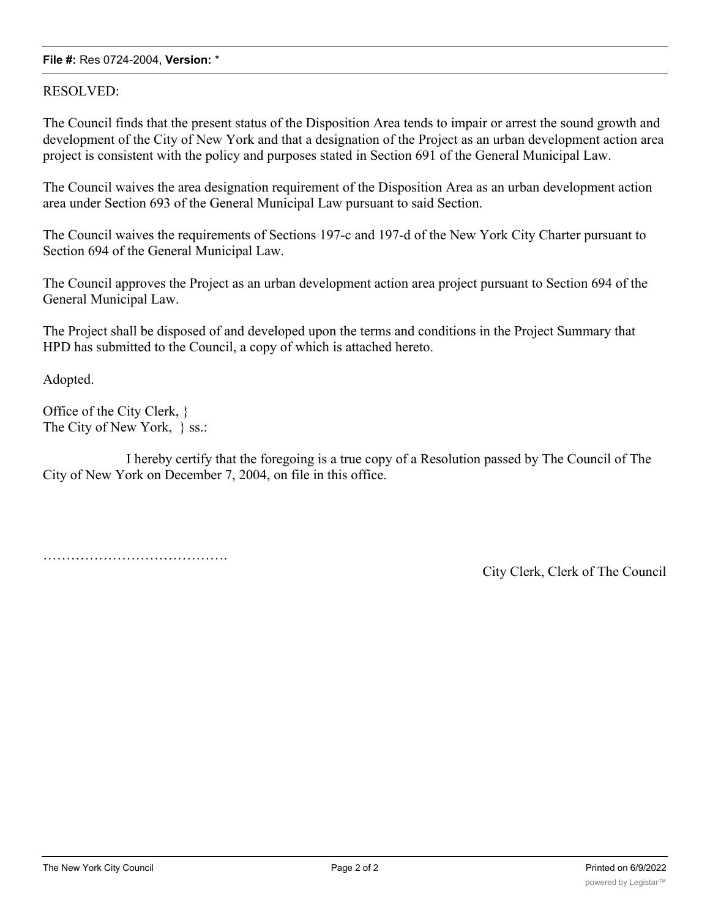RESOLVED:

The Council finds that the present status of the Disposition Area tends to impair or arrest the sound growth and development of the City of New York and that a designation of the Project as an urban development action area project is consistent with the policy and purposes stated in Section 691 of the General Municipal Law.

The Council waives the area designation requirement of the Disposition Area as an urban development action area under Section 693 of the General Municipal Law pursuant to said Section.

The Council waives the requirements of Sections 197-c and 197-d of the New York City Charter pursuant to Section 694 of the General Municipal Law.

The Council approves the Project as an urban development action area project pursuant to Section 694 of the General Municipal Law.

The Project shall be disposed of and developed upon the terms and conditions in the Project Summary that HPD has submitted to the Council, a copy of which is attached hereto.

Adopted.

Office of the City Clerk, }
The City of New York, } ss.:

I hereby certify that the foregoing is a true copy of a Resolution passed by The Council of The City of New York on December 7, 2004, on file in this office.

………………………………….

City Clerk, Clerk of The Council